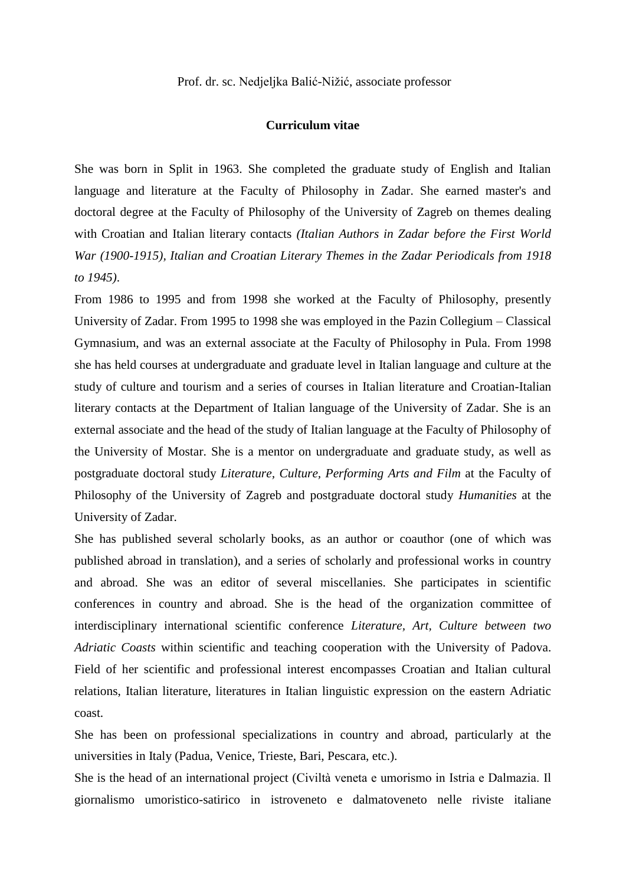Prof. dr. sc. Nedjeljka Balić-Nižić, associate professor

**Curriculum vitae**

She was born in Split in 1963. She completed the graduate study of English and Italian language and literature at the Faculty of Philosophy in Zadar. She earned master's and doctoral degree at the Faculty of Philosophy of the University of Zagreb on themes dealing with Croatian and Italian literary contacts *(Italian Authors in Zadar before the First World War (1900-1915), Italian and Croatian Literary Themes in the Zadar Periodicals from 1918 to 1945)*.

From 1986 to 1995 and from 1998 she worked at the Faculty of Philosophy, presently University of Zadar. From 1995 to 1998 she was employed in the Pazin Collegium – Classical Gymnasium, and was an external associate at the Faculty of Philosophy in Pula. From 1998 she has held courses at undergraduate and graduate level in Italian language and culture at the study of culture and tourism and a series of courses in Italian literature and Croatian-Italian literary contacts at the Department of Italian language of the University of Zadar. She is an external associate and the head of the study of Italian language at the Faculty of Philosophy of the University of Mostar. She is a mentor on undergraduate and graduate study, as well as postgraduate doctoral study *Literature, Culture, Performing Arts and Film* at the Faculty of Philosophy of the University of Zagreb and postgraduate doctoral study *Humanities* at the University of Zadar.

She has published several scholarly books, as an author or coauthor (one of which was published abroad in translation), and a series of scholarly and professional works in country and abroad. She was an editor of several miscellanies. She participates in scientific conferences in country and abroad. She is the head of the organization committee of interdisciplinary international scientific conference *Literature, Art, Culture between two Adriatic Coasts* within scientific and teaching cooperation with the University of Padova. Field of her scientific and professional interest encompasses Croatian and Italian cultural relations, Italian literature, literatures in Italian linguistic expression on the eastern Adriatic coast.

She has been on professional specializations in country and abroad, particularly at the universities in Italy (Padua, Venice, Trieste, Bari, Pescara, etc.).

She is the head of an international project (Civiltà veneta e umorismo in Istria e Dalmazia. Il giornalismo umoristico-satirico in istroveneto e dalmatoveneto nelle riviste italiane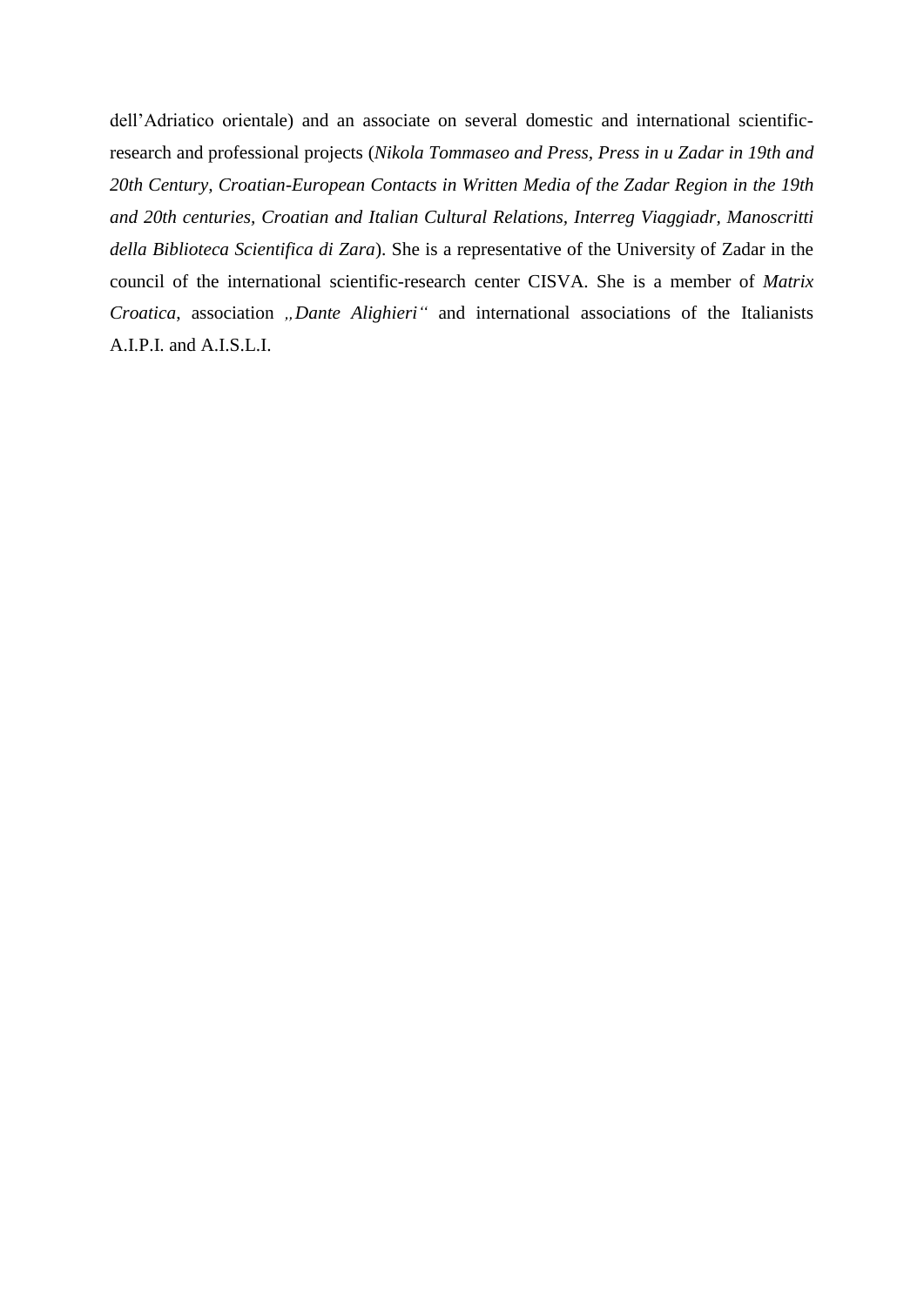dell'Adriatico orientale) and an associate on several domestic and international scientific-research and professional projects (*Nikola Tommaseo and Press, Press in u Zadar in 19th and 20th Century, Croatian-European Contacts in Written Media of the Zadar Region in the 19th and 20th centuries, Croatian and Italian Cultural Relations, Interreg Viaggiadr, Manoscritti della Biblioteca Scientifica di Zara*). She is a representative of the University of Zadar in the council of the international scientific-research center CISVA. She is a member of *Matrix Croatica*, association *„Dante Alighieri"* and international associations of the Italianists A.I.P.I. and A.I.S.L.I.